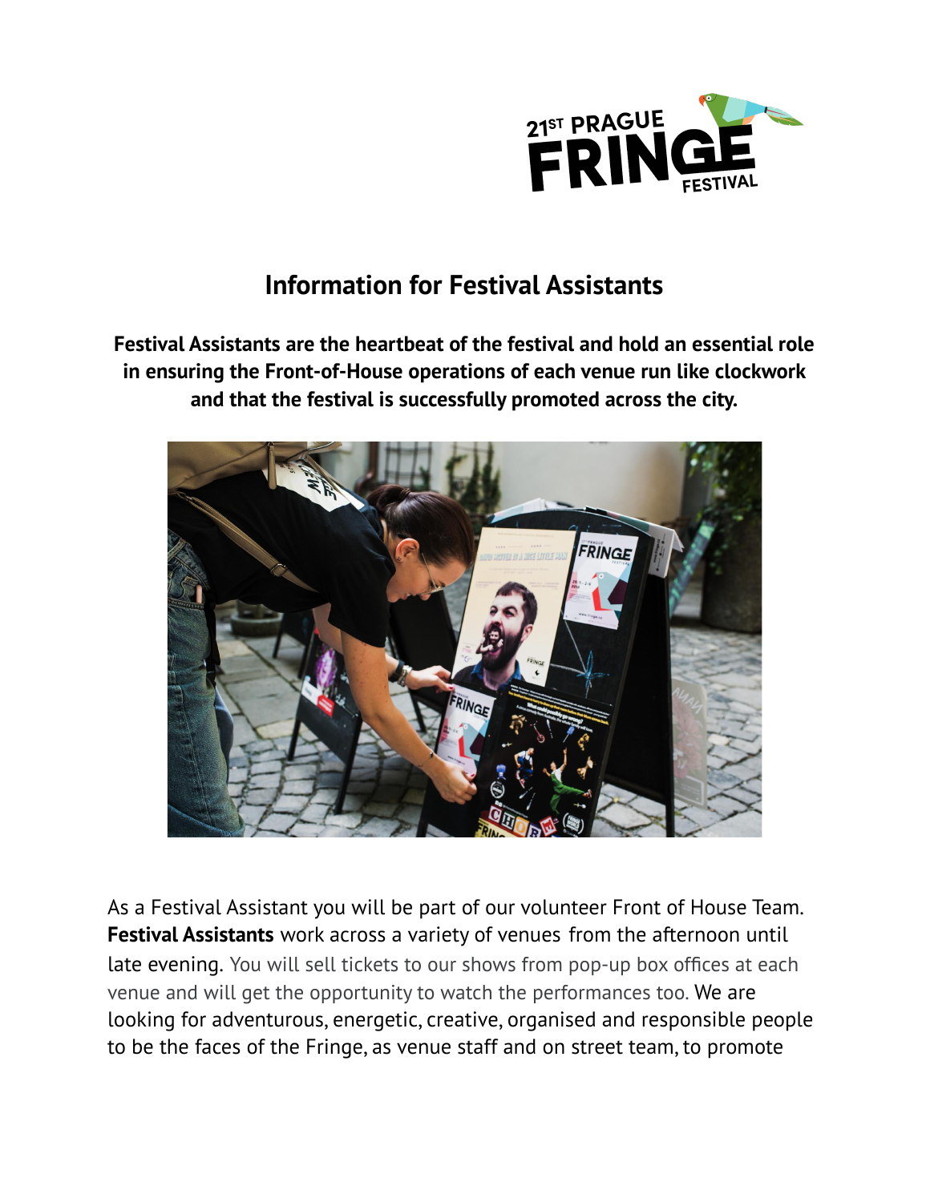# Information for Festival Assistants

**Festival Assistants are the heartbeat of the festival and hold an essential role in ensuring the Front-of-House operations of each venue run like clockwork and that the festival is successfully promoted across the city.**

As a Festival Assistant you will be part of our volunteer Front of House Team. **Festival Assistants** work across a variety of venues from the afternoon until late evening. You will sell tickets to our shows from pop-up box offices at each venue and will get the opportunity to watch the performances too. We are looking for adventurous, energetic, creative, organised and responsible people to be the faces of the Fringe, as venue staff and on street team, to promote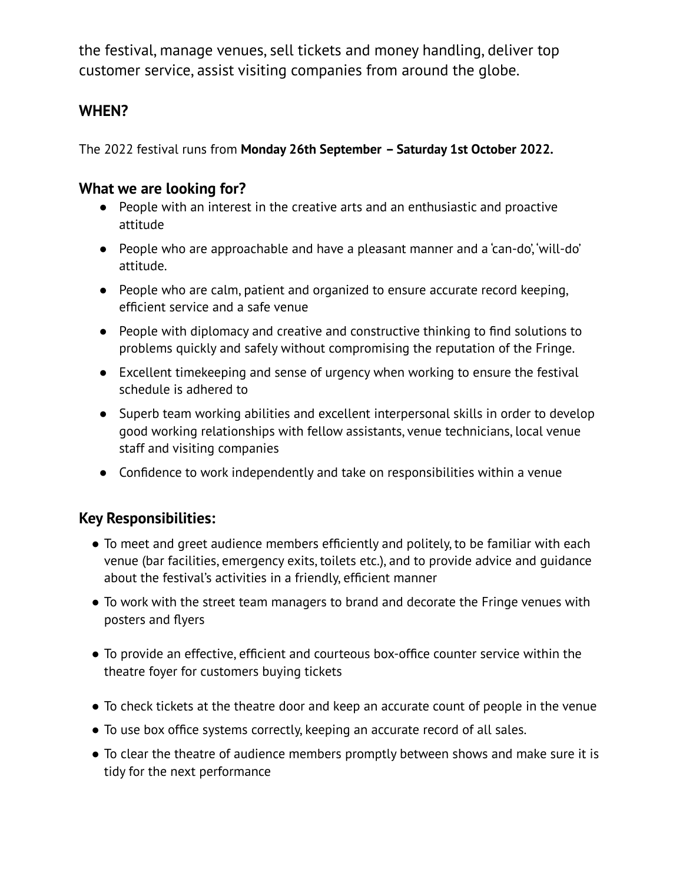the festival, manage venues, sell tickets and money handling, deliver top customer service, assist visiting companies from around the globe.

### WHEN?

The 2022 festival runs from **Monday 26th September – Saturday 1st October 2022.**

### What we are looking for?

- People with an interest in the creative arts and an enthusiastic and proactive attitude
- People who are approachable and have a pleasant manner and a 'can-do', 'will-do' attitude.
- People who are calm, patient and organized to ensure accurate record keeping, efficient service and a safe venue
- People with diplomacy and creative and constructive thinking to find solutions to problems quickly and safely without compromising the reputation of the Fringe.
- Excellent timekeeping and sense of urgency when working to ensure the festival schedule is adhered to
- Superb team working abilities and excellent interpersonal skills in order to develop good working relationships with fellow assistants, venue technicians, local venue staff and visiting companies
- Confidence to work independently and take on responsibilities within a venue

### Key Responsibilities:

- To meet and greet audience members efficiently and politely, to be familiar with each venue (bar facilities, emergency exits, toilets etc.), and to provide advice and guidance about the festival's activities in a friendly, efficient manner
- To work with the street team managers to brand and decorate the Fringe venues with posters and flyers
- To provide an effective, efficient and courteous box-office counter service within the theatre foyer for customers buying tickets
- To check tickets at the theatre door and keep an accurate count of people in the venue
- To use box office systems correctly, keeping an accurate record of all sales.
- To clear the theatre of audience members promptly between shows and make sure it is tidy for the next performance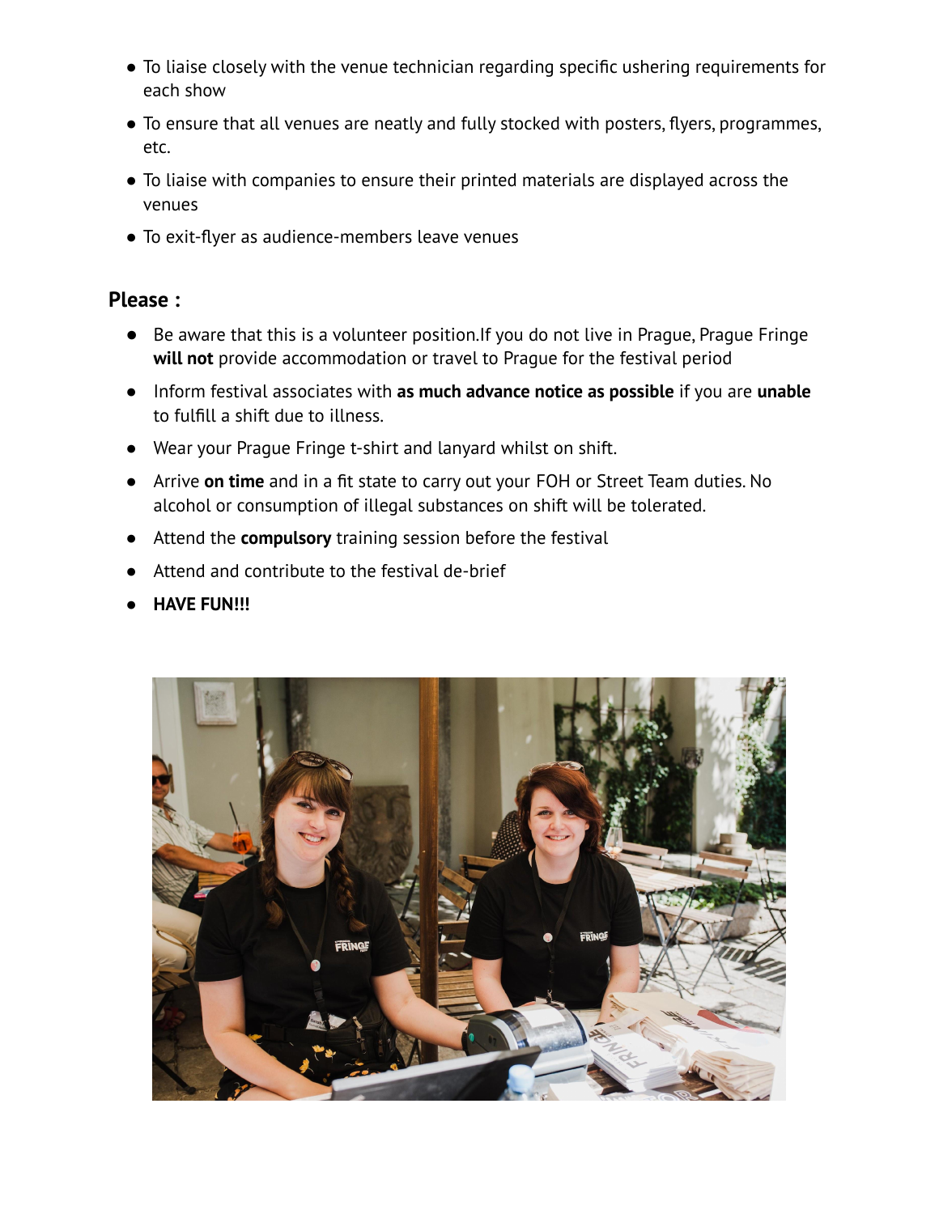- To liaise closely with the venue technician regarding specific ushering requirements for each show
- To ensure that all venues are neatly and fully stocked with posters, flyers, programmes, etc.
- To liaise with companies to ensure their printed materials are displayed across the venues
- To exit-flyer as audience-members leave venues

## Please :

- Be aware that this is a volunteer position.If you do not live in Prague, Prague Fringe **will not** provide accommodation or travel to Prague for the festival period
- Inform festival associates with **as much advance notice as possible** if you are **unable** to fulfill a shift due to illness.
- Wear your Prague Fringe t-shirt and lanyard whilst on shift.
- Arrive **on time** and in a fit state to carry out your FOH or Street Team duties. No alcohol or consumption of illegal substances on shift will be tolerated.
- Attend the **compulsory** training session before the festival
- Attend and contribute to the festival de-brief
- **HAVE FUN!!!**